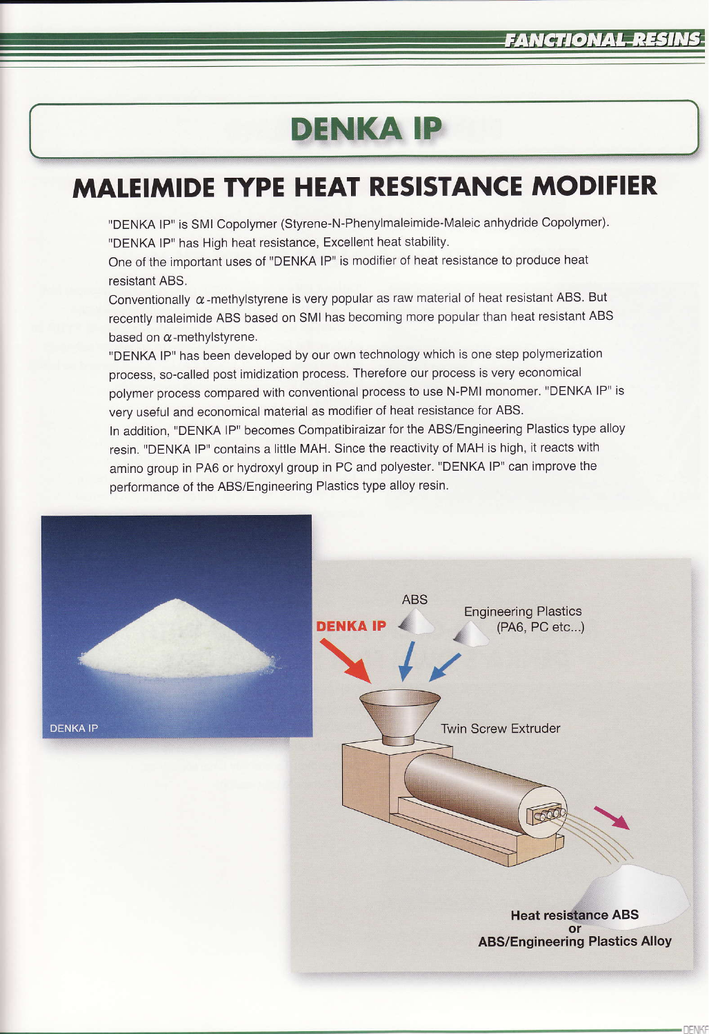# DENKA IP

## MALEIMIDE TYPE HEAT RESISTANCE MODIFIER

"DENKA IP" is SMI Copolymer (Styrene-N-Phenylmaleimide-Maleic anhydride Copolymer).
"DENKA IP" has High heat resistance, Excellent heat stability.
One of the important uses of "DENKA IP" is modifier of heat resistance to produce heat resistant ABS.
Conventionally $\alpha$-methylstyrene is very popular as raw material of heat resistant ABS. But recently maleimide ABS based on SMI has becoming more popular than heat resistant ABS based on $\alpha$-methylstyrene.
"DENKA IP" has been developed by our own technology which is one step polymerization process, so-called post imidization process. Therefore our process is very economical polymer process compared with conventional process to use N-PMI monomer. "DENKA IP" is very useful and economical material as modifier of heat resistance for ABS.
In addition, "DENKA IP" becomes Compatibiraizar for the ABS/Engineering Plastics type alloy resin. "DENKA IP" contains a little MAH. Since the reactivity of MAH is high, it reacts with amino group in PA6 or hydroxyl group in PC and polyester. "DENKA IP" can improve the performance of the ABS/Engineering Plastics type alloy resin.

DENKA IP

DENKA IP

ABS

Engineering Plastics (PA6, PC etc...)

Twin Screw Extruder

**Heat resistance ABS or ABS/Engineering Plastics Alloy**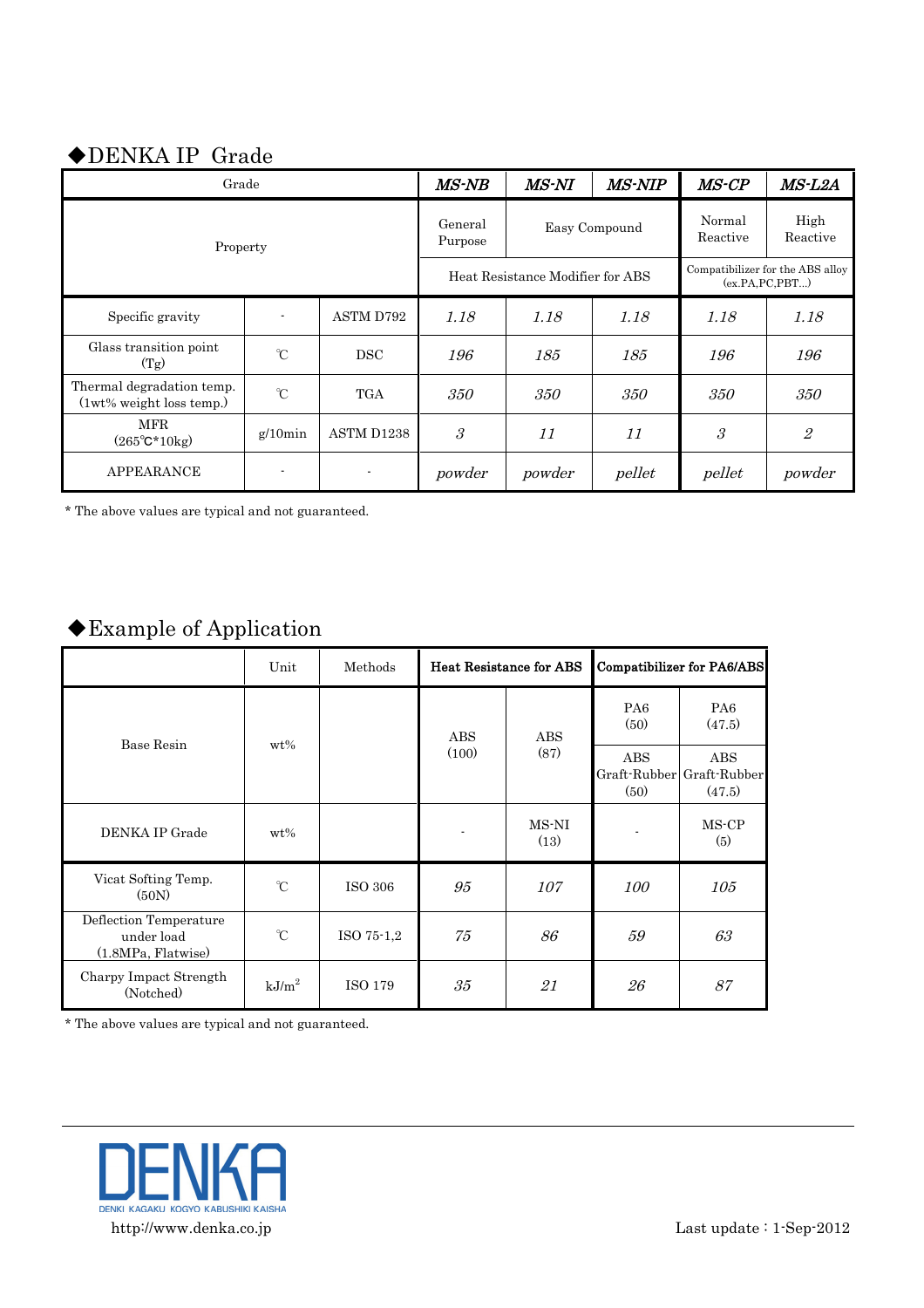## ◆DENKA IP Grade

| Grade | | | MS-NB | MS-NI | MS-NIP | MS-CP | MS-L2A |
|---|---|---|---|---|---|---|---|
| Property | | | General Purpose | Easy Compound | | Normal Reactive | High Reactive |
| | | | Heat Resistance Modifier for ABS | | | Compatibilizer for the ABS alloy (ex.PA,PC,PBT...) | |
| Specific gravity | - | ASTM D792 | 1.18 | 1.18 | 1.18 | 1.18 | 1.18 |
| Glass transition point (Tg) | ℃ | DSC | 196 | 185 | 185 | 196 | 196 |
| Thermal degradation temp. (1wt% weight loss temp.) | ℃ | TGA | 350 | 350 | 350 | 350 | 350 |
| MFR (265℃*10kg) | g/10min | ASTM D1238 | 3 | 11 | 11 | 3 | 2 |
| APPEARANCE | - | - | powder | powder | pellet | pellet | powder |

* The above values are typical and not guaranteed.

## ◆Example of Application

| | Unit | Methods | Heat Resistance for ABS | | Compatibilizer for PA6/ABS | |
|---|---|---|---|---|---|---|
| Base Resin | wt% | | ABS (100) | ABS (87) | PA6 (50) | PA6 (47.5) |
| | | | | | ABS Graft-Rubber (50) | ABS Graft-Rubber (47.5) |
| DENKA IP Grade | wt% | | - | MS-NI (13) | - | MS-CP (5) |
| Vicat Softing Temp. (50N) | ℃ | ISO 306 | 95 | 107 | 100 | 105 |
| Deflection Temperature under load (1.8MPa, Flatwise) | ℃ | ISO 75-1,2 | 75 | 86 | 59 | 63 |
| Charpy Impact Strength (Notched) | $kJ/m^2$ | ISO 179 | 35 | 21 | 26 | 87 |

* The above values are typical and not guaranteed.

DENKA
DENKI KAGAKU KOGYO KABUSHIKI KAISHA
http://www.denka.co.jp

Last update : 1-Sep-2012